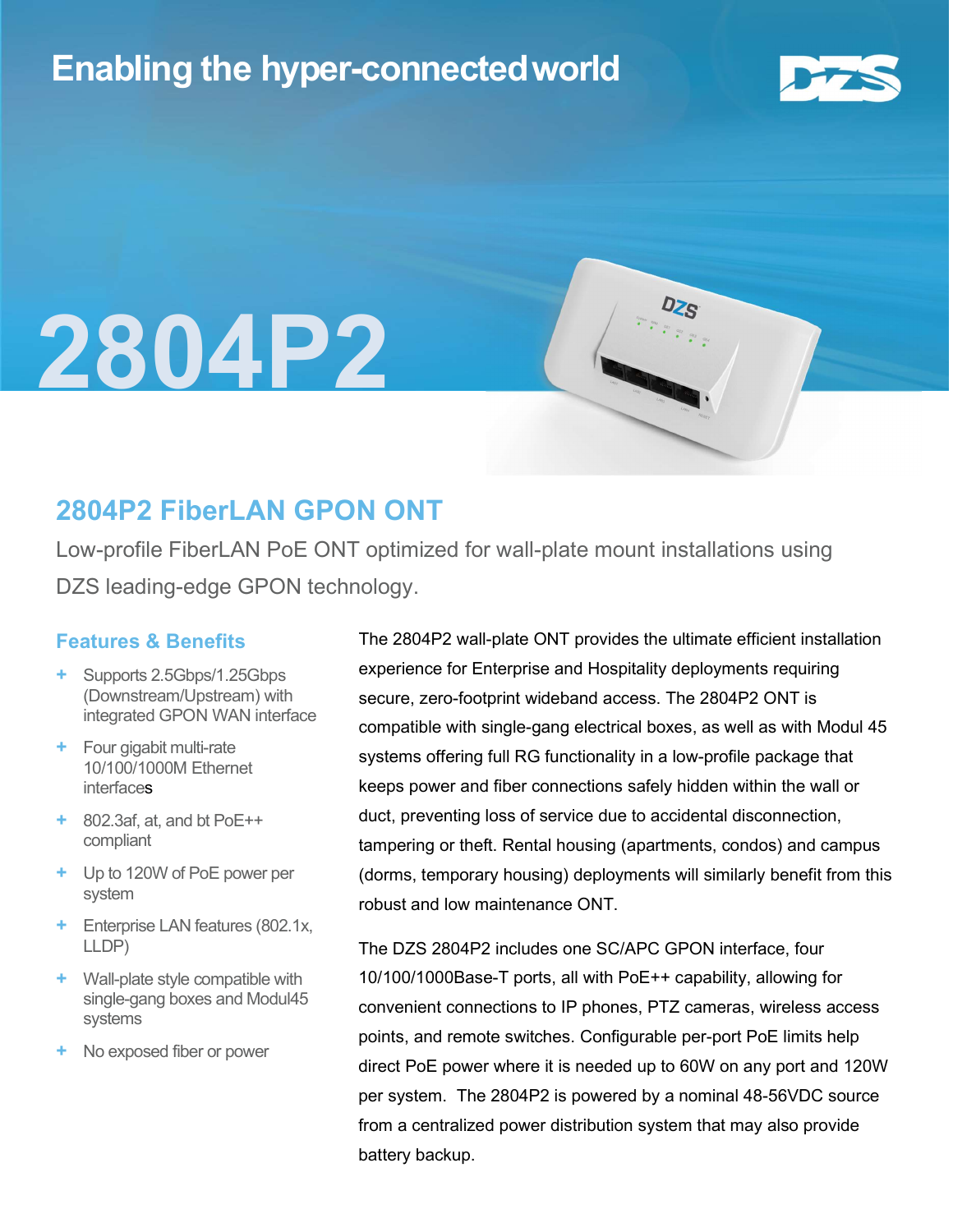Enabling the hyper-connected world

# 2804P2

## 2804P2 FiberLAN GPON ONT

Low-profile FiberLAN PoE ONT optimized for wall-plate mount installations using DZS leading-edge GPON technology.

### Features & Benefits

- Supports 2.5Gbps/1.25Gbps (Downstream/Upstream) with integrated GPON WAN interface
- Four gigabit multi-rate 10/100/1000M Ethernet interfaces
- 802.3af, at, and bt PoE++ compliant
- Up to 120W of PoE power per system
- Enterprise LAN features (802.1x, LLDP)
- Wall-plate style compatible with single-gang boxes and Modul45 systems
- No exposed fiber or power

The 2804P2 wall-plate ONT provides the ultimate efficient installation experience for Enterprise and Hospitality deployments requiring secure, zero-footprint wideband access. The 2804P2 ONT is compatible with single-gang electrical boxes, as well as with Modul 45 systems offering full RG functionality in a low-profile package that keeps power and fiber connections safely hidden within the wall or duct, preventing loss of service due to accidental disconnection, tampering or theft. Rental housing (apartments, condos) and campus (dorms, temporary housing) deployments will similarly benefit from this robust and low maintenance ONT.

The DZS 2804P2 includes one SC/APC GPON interface, four 10/100/1000Base-T ports, all with PoE++ capability, allowing for convenient connections to IP phones, PTZ cameras, wireless access points, and remote switches. Configurable per-port PoE limits help direct PoE power where it is needed up to 60W on any port and 120W per system. The 2804P2 is powered by a nominal 48-56VDC source from a centralized power distribution system that may also provide battery backup.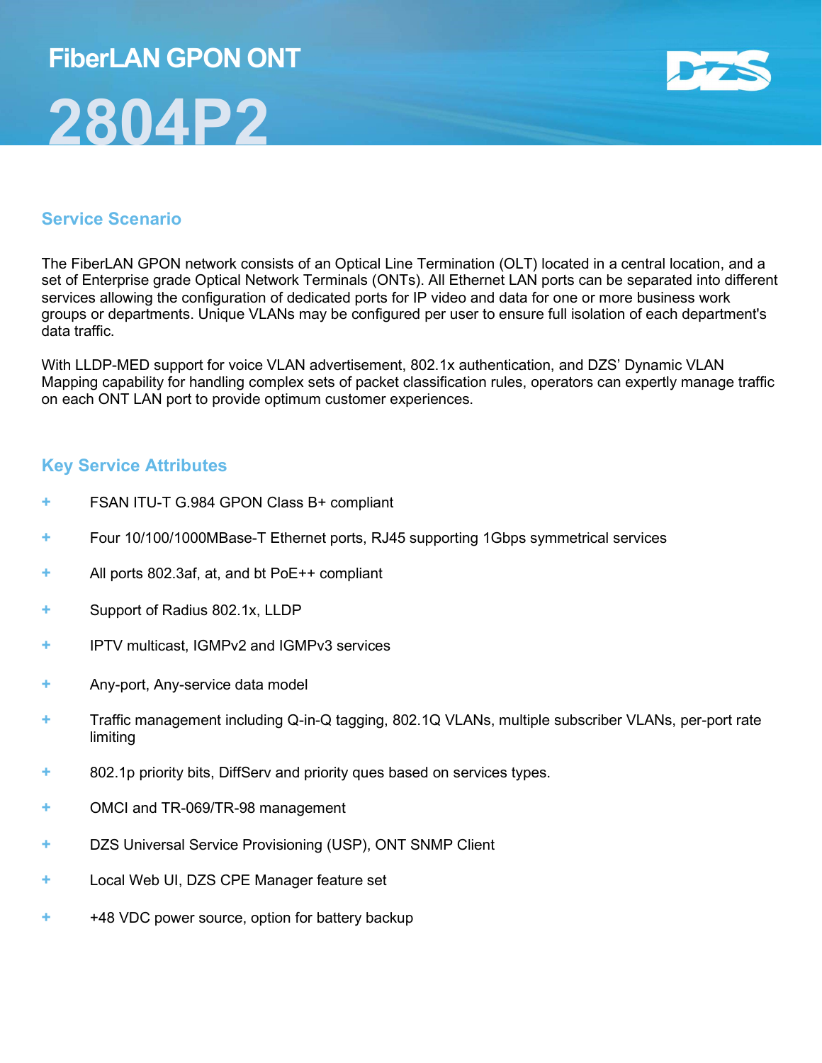# FiberLAN GPON ONT

# 2804P2

## Service Scenario

The FiberLAN GPON network consists of an Optical Line Termination (OLT) located in a central location, and a set of Enterprise grade Optical Network Terminals (ONTs). All Ethernet LAN ports can be separated into different services allowing the configuration of dedicated ports for IP video and data for one or more business work groups or departments. Unique VLANs may be configured per user to ensure full isolation of each department's data traffic.

With LLDP-MED support for voice VLAN advertisement, 802.1x authentication, and DZS' Dynamic VLAN Mapping capability for handling complex sets of packet classification rules, operators can expertly manage traffic on each ONT LAN port to provide optimum customer experiences.

## Key Service Attributes

+ FSAN ITU-T G.984 GPON Class B+ compliant
+ Four 10/100/1000MBase-T Ethernet ports, RJ45 supporting 1Gbps symmetrical services
+ All ports 802.3af, at, and bt PoE++ compliant
+ Support of Radius 802.1x, LLDP
+ IPTV multicast, IGMPv2 and IGMPv3 services
+ Any-port, Any-service data model
+ Traffic management including Q-in-Q tagging, 802.1Q VLANs, multiple subscriber VLANs, per-port rate limiting
+ 802.1p priority bits, DiffServ and priority ques based on services types.
+ OMCI and TR-069/TR-98 management
+ DZS Universal Service Provisioning (USP), ONT SNMP Client
+ Local Web UI, DZS CPE Manager feature set
+ +48 VDC power source, option for battery backup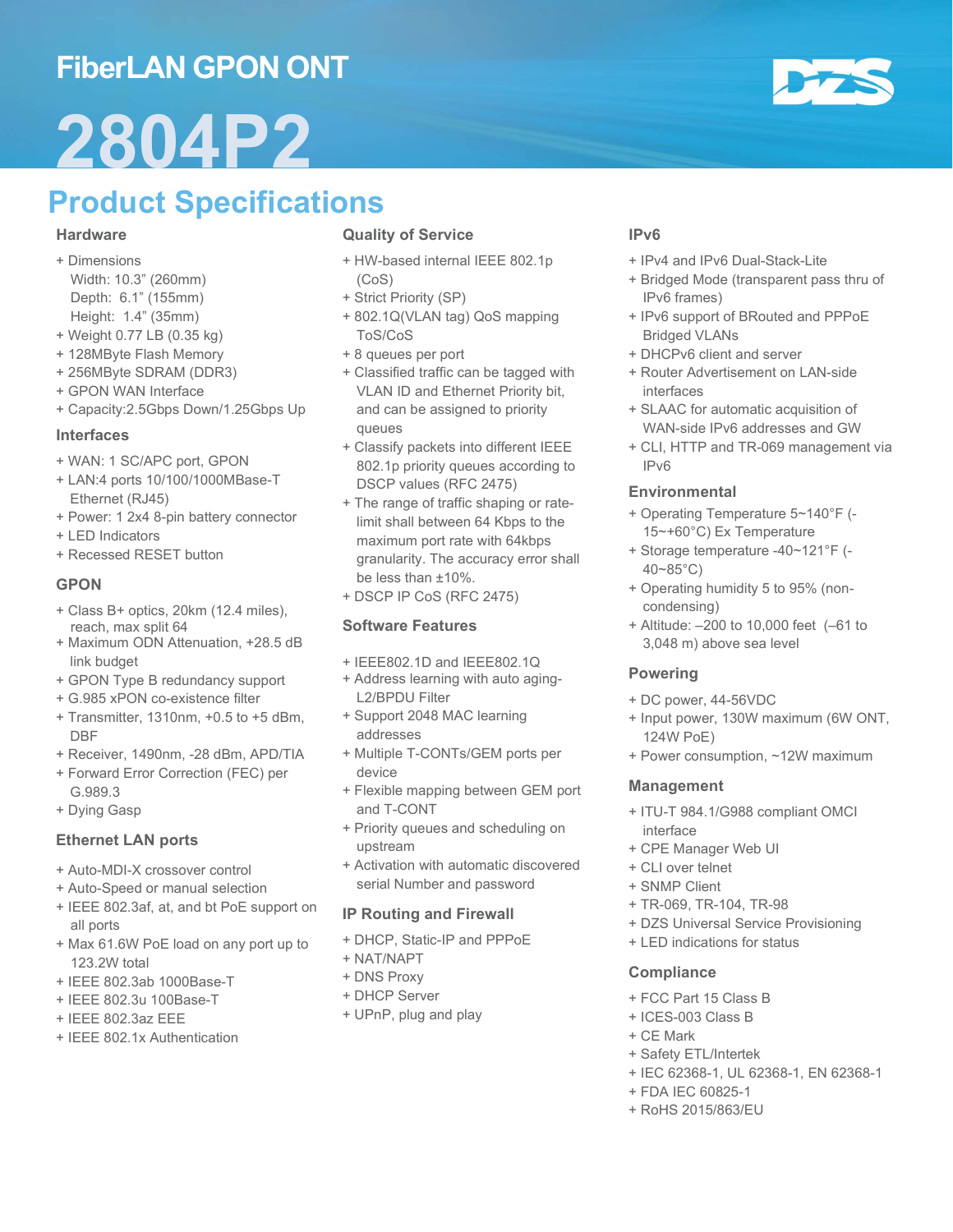FiberLAN GPON ONT

# 2804P2

## Product Specifications

### Hardware

+ Dimensions
  Width: 10.3" (260mm)
  Depth: 6.1" (155mm)
  Height: 1.4" (35mm)
+ Weight 0.77 LB (0.35 kg)
+ 128MByte Flash Memory
+ 256MByte SDRAM (DDR3)
+ GPON WAN Interface
+ Capacity:2.5Gbps Down/1.25Gbps Up

### Interfaces

+ WAN: 1 SC/APC port, GPON
+ LAN:4 ports 10/100/1000MBase-T Ethernet (RJ45)
+ Power: 1 2x4 8-pin battery connector
+ LED Indicators
+ Recessed RESET button

### GPON

+ Class B+ optics, 20km (12.4 miles), reach, max split 64
+ Maximum ODN Attenuation, +28.5 dB link budget
+ GPON Type B redundancy support
+ G.985 xPON co-existence filter
+ Transmitter, 1310nm, +0.5 to +5 dBm, DBF
+ Receiver, 1490nm, -28 dBm, APD/TIA
+ Forward Error Correction (FEC) per G.989.3
+ Dying Gasp

### Ethernet LAN ports

+ Auto-MDI-X crossover control
+ Auto-Speed or manual selection
+ IEEE 802.3af, at, and bt PoE support on all ports
+ Max 61.6W PoE load on any port up to 123.2W total
+ IEEE 802.3ab 1000Base-T
+ IEEE 802.3u 100Base-T
+ IEEE 802.3az EEE
+ IEEE 802.1x Authentication

### Quality of Service

+ HW-based internal IEEE 802.1p (CoS)
+ Strict Priority (SP)
+ 802.1Q(VLAN tag) QoS mapping ToS/CoS
+ 8 queues per port
+ Classified traffic can be tagged with VLAN ID and Ethernet Priority bit, and can be assigned to priority queues
+ Classify packets into different IEEE 802.1p priority queues according to DSCP values (RFC 2475)
+ The range of traffic shaping or rate-limit shall between 64 Kbps to the maximum port rate with 64kbps granularity. The accuracy error shall be less than ±10%.
+ DSCP IP CoS (RFC 2475)

### Software Features

+ IEEE802.1D and IEEE802.1Q
+ Address learning with auto aging-L2/BPDU Filter
+ Support 2048 MAC learning addresses
+ Multiple T-CONTs/GEM ports per device
+ Flexible mapping between GEM port and T-CONT
+ Priority queues and scheduling on upstream
+ Activation with automatic discovered serial Number and password

### IP Routing and Firewall

+ DHCP, Static-IP and PPPoE
+ NAT/NAPT
+ DNS Proxy
+ DHCP Server
+ UPnP, plug and play

### IPv6

+ IPv4 and IPv6 Dual-Stack-Lite
+ Bridged Mode (transparent pass thru of IPv6 frames)
+ IPv6 support of BRouted and PPPoE Bridged VLANs
+ DHCPv6 client and server
+ Router Advertisement on LAN-side interfaces
+ SLAAC for automatic acquisition of WAN-side IPv6 addresses and GW
+ CLI, HTTP and TR-069 management via IPv6

### Environmental

+ Operating Temperature 5~140°F (-15~+60°C) Ex Temperature
+ Storage temperature -40~121°F (-40~85°C)
+ Operating humidity 5 to 95% (non-condensing)
+ Altitude: –200 to 10,000 feet (–61 to 3,048 m) above sea level

### Powering

+ DC power, 44-56VDC
+ Input power, 130W maximum (6W ONT, 124W PoE)
+ Power consumption, ~12W maximum

### Management

+ ITU-T 984.1/G988 compliant OMCI interface
+ CPE Manager Web UI
+ CLI over telnet
+ SNMP Client
+ TR-069, TR-104, TR-98
+ DZS Universal Service Provisioning
+ LED indications for status

### Compliance

+ FCC Part 15 Class B
+ ICES-003 Class B
+ CE Mark
+ Safety ETL/Intertek
+ IEC 62368-1, UL 62368-1, EN 62368-1
+ FDA IEC 60825-1
+ RoHS 2015/863/EU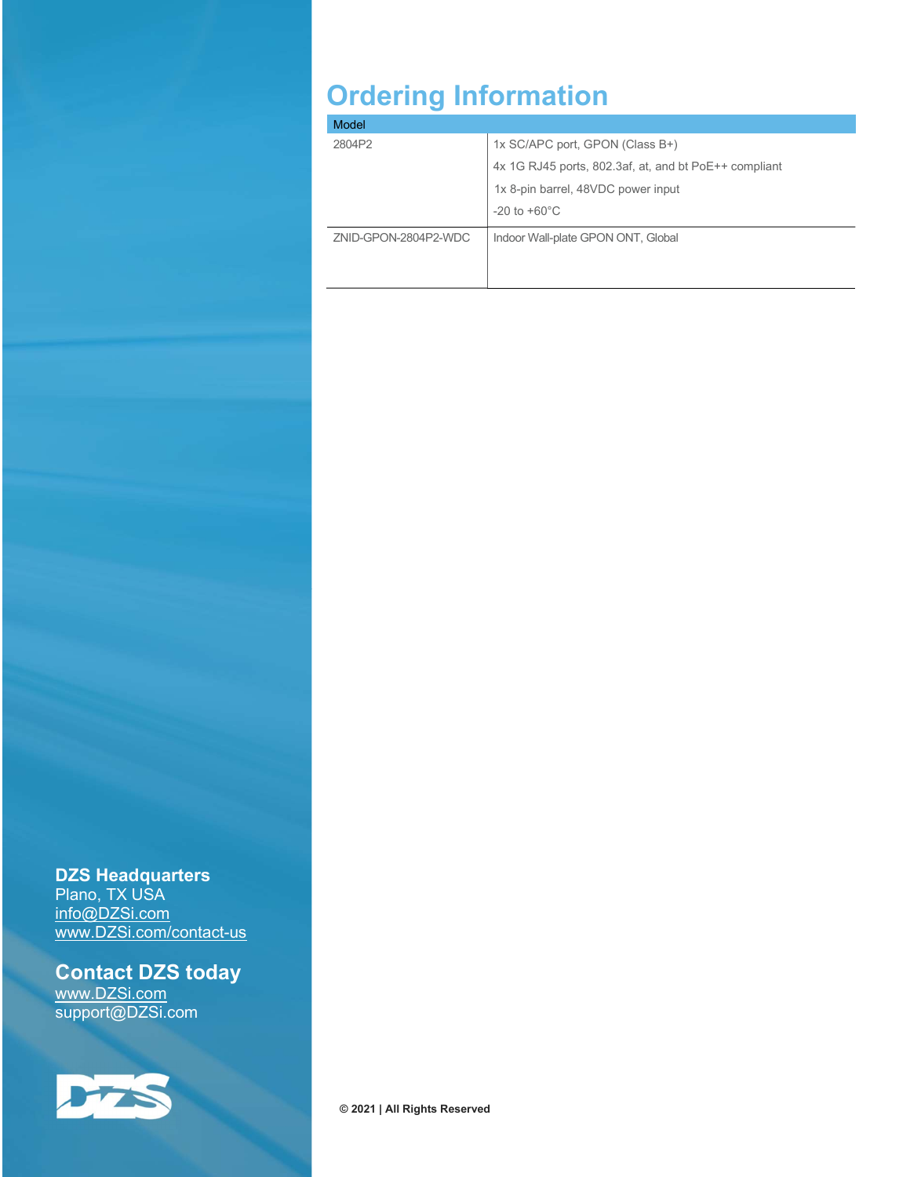## Ordering Information

| Model | |
|---|---|
| 2804P2 | 1x SC/APC port, GPON (Class B+)<br>4x 1G RJ45 ports, 802.3af, at, and bt PoE++ compliant<br>1x 8-pin barrel, 48VDC power input<br>-20 to +60°C |
| ZNID-GPON-2804P2-WDC | Indoor Wall-plate GPON ONT, Global |

**DZS Headquarters**
Plano, TX USA
info@DZSi.com
www.DZSi.com/contact-us

**Contact DZS today**
www.DZSi.com
support@DZSi.com

**© 2021 | All Rights Reserved**